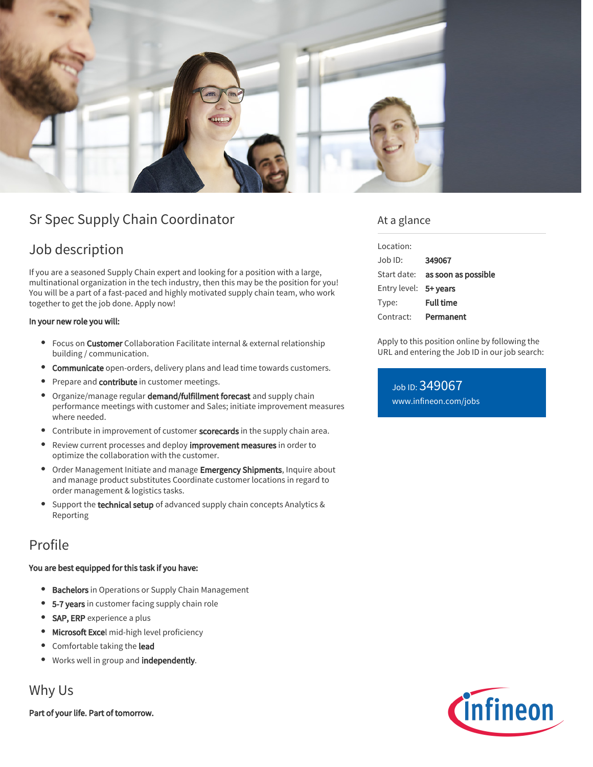# Sr Spec Supply Chain Coordinator

## Job description

If you are a seasoned Supply Chain expert and looking for a position with a large, multinational organization in the tech industry, then this may be the position for you! You will be a part of a fast-paced and highly motivated supply chain team, who work together to get the job done. Apply now!

**In your new role you will:**

- Focus on **Customer** Collaboration Facilitate internal & external relationship building / communication.
- **Communicate** open-orders, delivery plans and lead time towards customers.
- Prepare and **contribute** in customer meetings.
- Organize/manage regular **demand/fulfillment forecast** and supply chain performance meetings with customer and Sales; initiate improvement measures where needed.
- Contribute in improvement of customer **scorecards** in the supply chain area.
- Review current processes and deploy **improvement measures** in order to optimize the collaboration with the customer.
- Order Management Initiate and manage **Emergency Shipments**, Inquire about and manage product substitutes Coordinate customer locations in regard to order management & logistics tasks.
- Support the **technical setup** of advanced supply chain concepts Analytics & Reporting

## Profile

**You are best equipped for this task if you have:**

- **Bachelors** in Operations or Supply Chain Management
- **5-7 years** in customer facing supply chain role
- **SAP, ERP** experience a plus
- **Microsoft Exce**l mid-high level proficiency
- Comfortable taking the **lead**
- Works well in group and **independently**.

## Why Us

**Part of your life. Part of tomorrow.**

## At a glance

| | |
|---|---|
| Location: | |
| Job ID: | **349067** |
| Start date: | **as soon as possible** |
| Entry level: | **5+ years** |
| Type: | **Full time** |
| Contract: | **Permanent** |

Apply to this position online by following the URL and entering the Job ID in our job search:

Job ID: 349067
www.infineon.com/jobs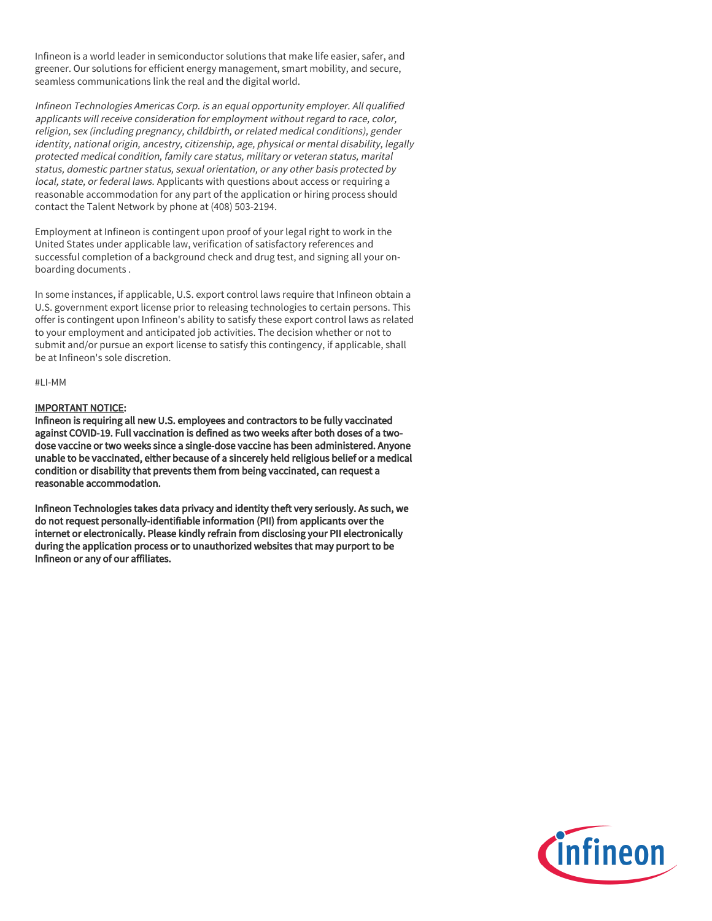Infineon is a world leader in semiconductor solutions that make life easier, safer, and greener. Our solutions for efficient energy management, smart mobility, and secure, seamless communications link the real and the digital world.

*Infineon Technologies Americas Corp. is an equal opportunity employer. All qualified applicants will receive consideration for employment without regard to race, color, religion, sex (including pregnancy, childbirth, or related medical conditions), gender identity, national origin, ancestry, citizenship, age, physical or mental disability, legally protected medical condition, family care status, military or veteran status, marital status, domestic partner status, sexual orientation, or any other basis protected by local, state, or federal laws.* Applicants with questions about access or requiring a reasonable accommodation for any part of the application or hiring process should contact the Talent Network by phone at (408) 503-2194.

Employment at Infineon is contingent upon proof of your legal right to work in the United States under applicable law, verification of satisfactory references and successful completion of a background check and drug test, and signing all your on-boarding documents .

In some instances, if applicable, U.S. export control laws require that Infineon obtain a U.S. government export license prior to releasing technologies to certain persons. This offer is contingent upon Infineon's ability to satisfy these export control laws as related to your employment and anticipated job activities. The decision whether or not to submit and/or pursue an export license to satisfy this contingency, if applicable, shall be at Infineon's sole discretion.

#LI-MM

**IMPORTANT NOTICE:**
**Infineon is requiring all new U.S. employees and contractors to be fully vaccinated against COVID-19. Full vaccination is defined as two weeks after both doses of a two-dose vaccine or two weeks since a single-dose vaccine has been administered. Anyone unable to be vaccinated, either because of a sincerely held religious belief or a medical condition or disability that prevents them from being vaccinated, can request a reasonable accommodation.**

**Infineon Technologies takes data privacy and identity theft very seriously. As such, we do not request personally-identifiable information (PII) from applicants over the internet or electronically. Please kindly refrain from disclosing your PII electronically during the application process or to unauthorized websites that may purport to be Infineon or any of our affiliates.**